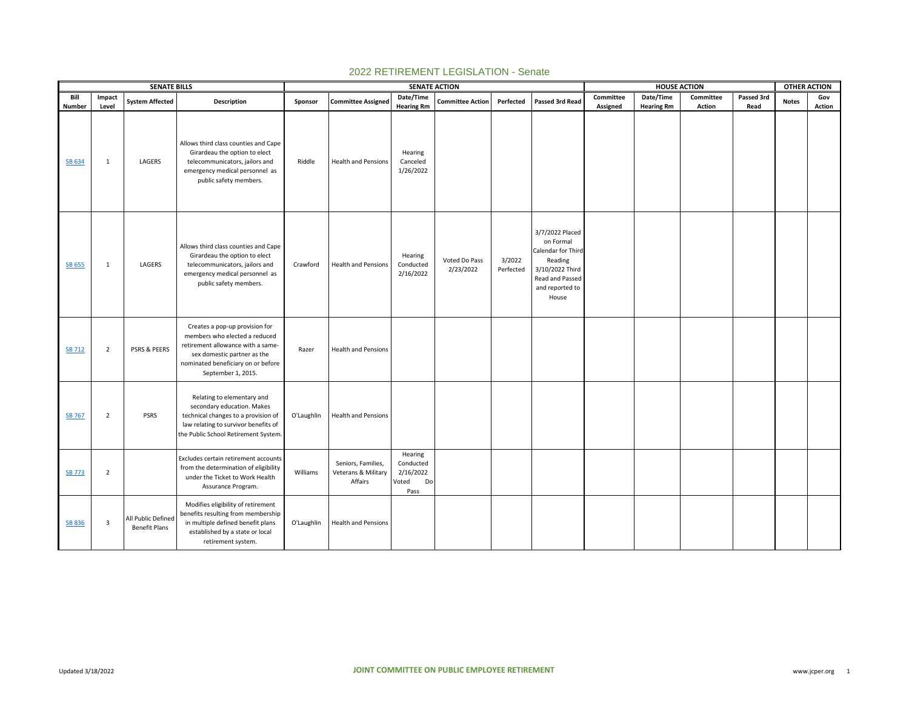# 2022 RETIREMENT LEGISLATION - Senate

| SENATE BILLS | | | | SENATE ACTION | | | | | | HOUSE ACTION | | | | OTHER ACTION | |
|---|---|---|---|---|---|---|---|---|---|---|---|---|---|---|---|
| Bill Number | Impact Level | System Affected | Description | Sponsor | Committee Assigned | Date/Time Hearing Rm | Committee Action | Perfected | Passed 3rd Read | Committee Assigned | Date/Time Hearing Rm | Committee Action | Passed 3rd Read | Notes | Gov Action |
| SB 634 | 1 | LAGERS | Allows third class counties and Cape Girardeau the option to elect telecommunicators, jailors and emergency medical personnel as public safety members. | Riddle | Health and Pensions | Hearing Canceled 1/26/2022 | | | | | | | | | |
| SB 655 | 1 | LAGERS | Allows third class counties and Cape Girardeau the option to elect telecommunicators, jailors and emergency medical personnel as public safety members. | Crawford | Health and Pensions | Hearing Conducted 2/16/2022 | Voted Do Pass 2/23/2022 | 3/2022 Perfected | 3/7/2022 Placed on Formal Calendar for Third Reading 3/10/2022 Third Read and Passed and reported to House | | | | | | |
| SB 712 | 2 | PSRS & PEERS | Creates a pop-up provision for members who elected a reduced retirement allowance with a same-sex domestic partner as the nominated beneficiary on or before September 1, 2015. | Razer | Health and Pensions | | | | | | | | | | |
| SB 767 | 2 | PSRS | Relating to elementary and secondary education. Makes technical changes to a provision of law relating to survivor benefits of the Public School Retirement System. | O'Laughlin | Health and Pensions | | | | | | | | | | |
| SB 773 | 2 | | Excludes certain retirement accounts from the determination of eligibility under the Ticket to Work Health Assurance Program. | Williams | Seniors, Families, Veterans & Military Affairs | Hearing Conducted 2/16/2022 Voted Do Pass | | | | | | | | | |
| SB 836 | 3 | All Public Defined Benefit Plans | Modifies eligibility of retirement benefits resulting from membership in multiple defined benefit plans established by a state or local retirement system. | O'Laughlin | Health and Pensions | | | | | | | | | | |

Updated 3/18/2022

JOINT COMMITTEE ON PUBLIC EMPLOYEE RETIREMENT

www.jcper.org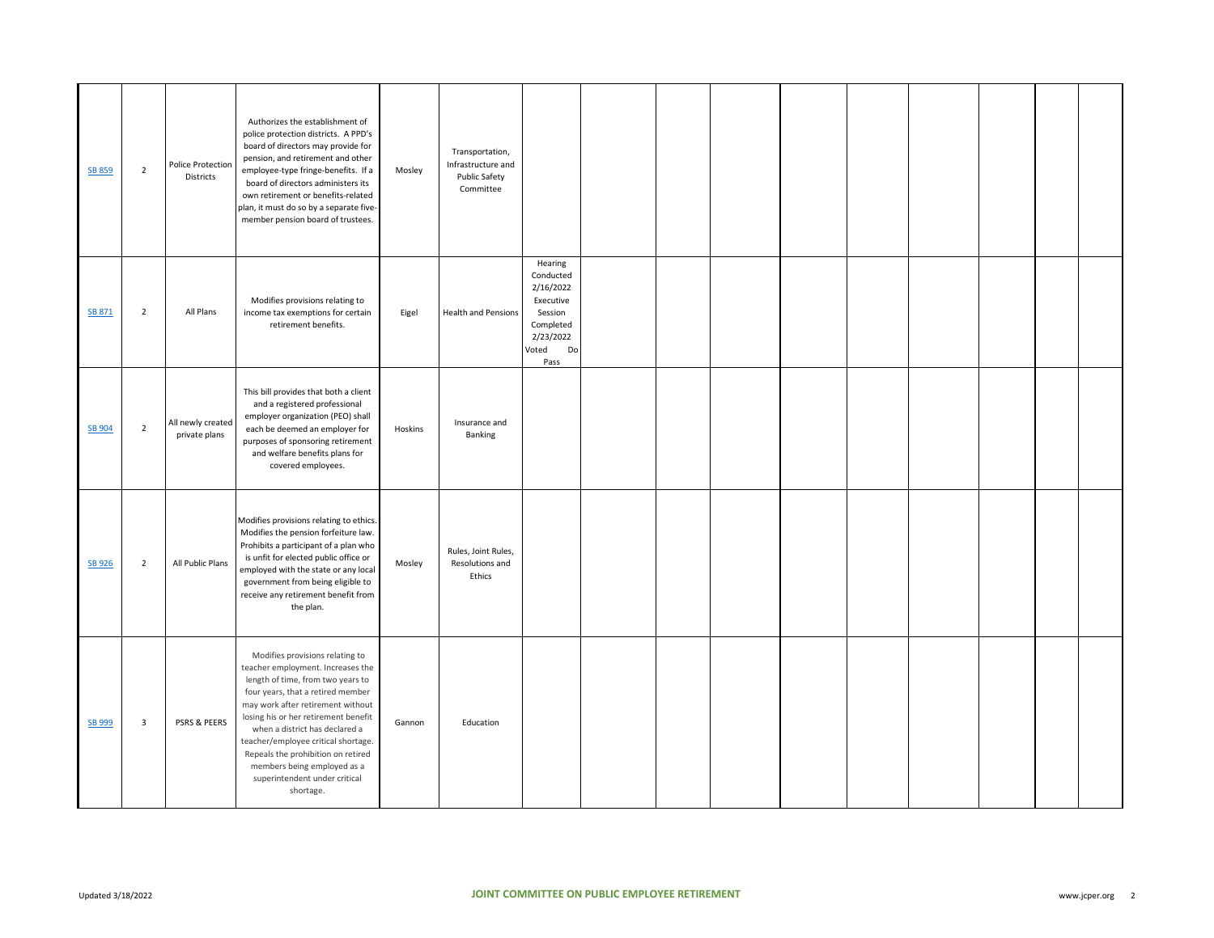| | | | | | | | | | | | | | | | | |
|---|---|---|---|---|---|---|---|---|---|---|---|---|---|---|---|---|
| SB 859 | 2 | Police Protection Districts | Authorizes the establishment of police protection districts. A PPD's board of directors may provide for pension, and retirement and other employee-type fringe-benefits. If a board of directors administers its own retirement or benefits-related plan, it must do so by a separate five-member pension board of trustees. | Mosley | Transportation, Infrastructure and Public Safety Committee | | | | | | | | | | | |
| SB 871 | 2 | All Plans | Modifies provisions relating to income tax exemptions for certain retirement benefits. | Eigel | Health and Pensions | Hearing Conducted 2/16/2022 Executive Session Completed 2/23/2022 Voted Do Pass | | | | | | | | | | |
| SB 904 | 2 | All newly created private plans | This bill provides that both a client and a registered professional employer organization (PEO) shall each be deemed an employer for purposes of sponsoring retirement and welfare benefits plans for covered employees. | Hoskins | Insurance and Banking | | | | | | | | | | | |
| SB 926 | 2 | All Public Plans | Modifies provisions relating to ethics. Modifies the pension forfeiture law. Prohibits a participant of a plan who is unfit for elected public office or employed with the state or any local government from being eligible to receive any retirement benefit from the plan. | Mosley | Rules, Joint Rules, Resolutions and Ethics | | | | | | | | | | | |
| SB 999 | 3 | PSRS & PEERS | Modifies provisions relating to teacher employment. Increases the length of time, from two years to four years, that a retired member may work after retirement without losing his or her retirement benefit when a district has declared a teacher/employee critical shortage. Repeals the prohibition on retired members being employed as a superintendent under critical shortage. | Gannon | Education | | | | | | | | | | | |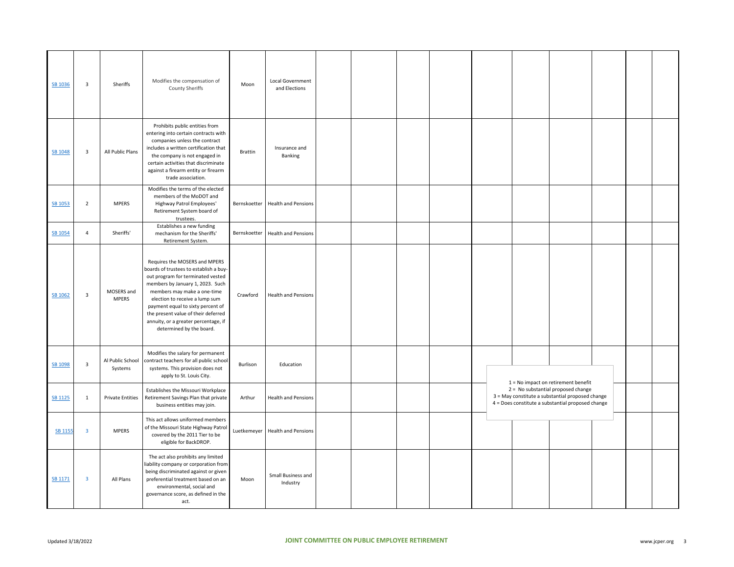| | | | | | | | | | | | | | | | |
|---|---|---|---|---|---|---|---|---|---|---|---|---|---|---|---|
| SB 1036 | 3 | Sheriffs | Modifies the compensation of County Sheriffs | Moon | Local Government and Elections | | | | | | | | | | |
| SB 1048 | 3 | All Public Plans | Prohibits public entities from entering into certain contracts with companies unless the contract includes a written certification that the company is not engaged in certain activities that discriminate against a firearm entity or firearm trade association. | Brattin | Insurance and Banking | | | | | | | | | | |
| SB 1053 | 2 | MPERS | Modifies the terms of the elected members of the MoDOT and Highway Patrol Employees' Retirement System board of trustees. | Bernskoetter | Health and Pensions | | | | | | | | | | |
| SB 1054 | 4 | Sheriffs' | Establishes a new funding mechanism for the Sheriffs' Retirement System. | Bernskoetter | Health and Pensions | | | | | | | | | | |
| SB 1062 | 3 | MOSERS and MPERS | Requires the MOSERS and MPERS boards of trustees to establish a buy-out program for terminated vested members by January 1, 2023. Such members may make a one-time election to receive a lump sum payment equal to sixty percent of the present value of their deferred annuity, or a greater percentage, if determined by the board. | Crawford | Health and Pensions | | | | | | | | | | |
| SB 1098 | 3 | Al Public School Systems | Modifies the salary for permanent contract teachers for all public school systems. This provision does not apply to St. Louis City. | Burlison | Education | | | | | | | | | | |
| SB 1125 | 1 | Private Entities | Establishes the Missouri Workplace Retirement Savings Plan that private business entities may join. | Arthur | Health and Pensions | | | | | | | | | | |
| SB 1155 | 3 | MPERS | This act allows uniformed members of the Missouri State Highway Patrol covered by the 2011 Tier to be eligible for BackDROP. | Luetkemeyer | Health and Pensions | | | | | | | | | | |
| SB 1171 | 3 | All Plans | The act also prohibits any limited liability company or corporation from being discriminated against or given preferential treatment based on an environmental, social and governance score, as defined in the act. | Moon | Small Business and Industry | | | | | | | | | | |

1 = No impact on retirement benefit
2 = No substantial proposed change
3 = May constitute a substantial proposed change
4 = Does constitute a substantial proposed change

Updated 3/18/2022

JOINT COMMITTEE ON PUBLIC EMPLOYEE RETIREMENT

www.jcper.org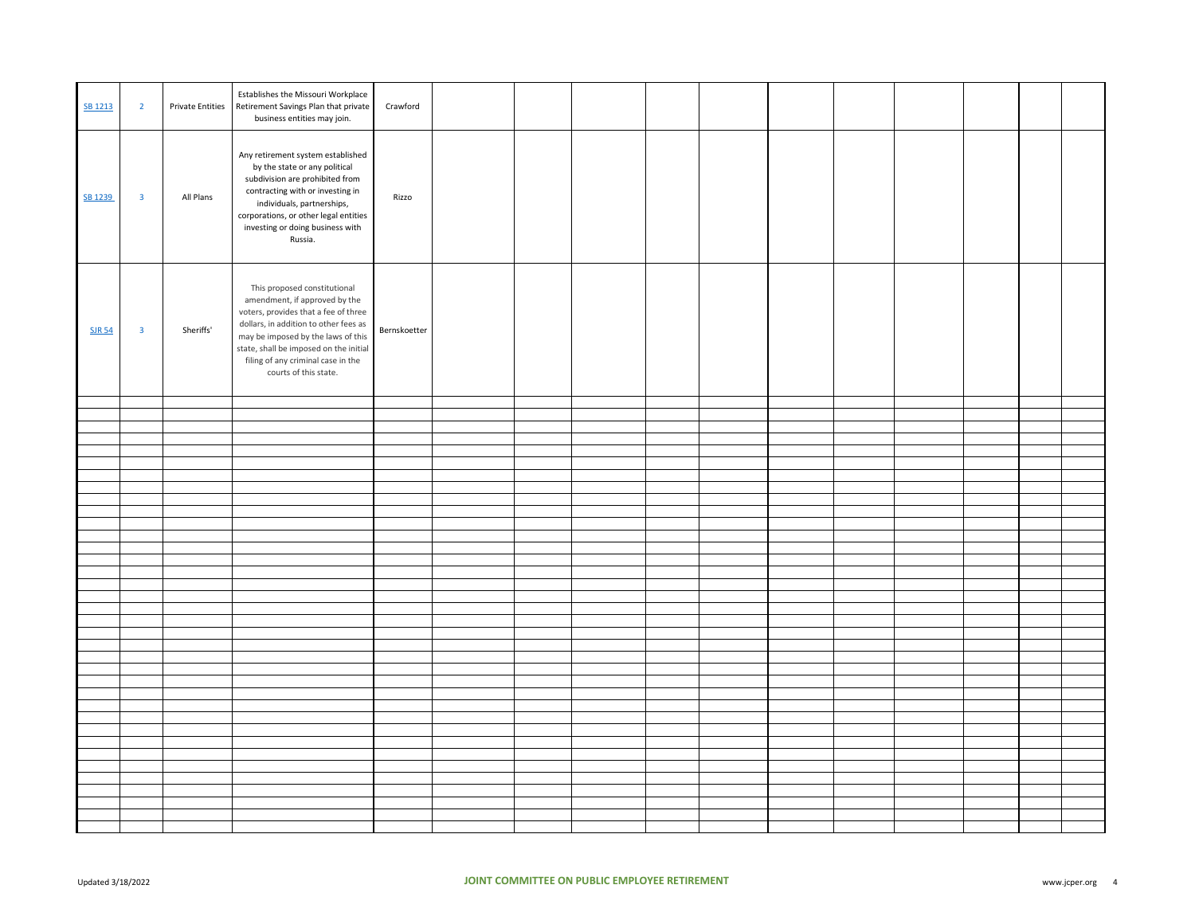| | | | | | | | | | | | | | | | |
|---|---|---|---|---|---|---|---|---|---|---|---|---|---|---|---|
| SB 1213 | 2 | Private Entities | Establishes the Missouri Workplace Retirement Savings Plan that private business entities may join. | Crawford | | | | | | | | | | | |
| SB 1239 | 3 | All Plans | Any retirement system established by the state or any political subdivision are prohibited from contracting with or investing in individuals, partnerships, corporations, or other legal entities investing or doing business with Russia. | Rizzo | | | | | | | | | | | |
| SJR 54 | 3 | Sheriffs' | This proposed constitutional amendment, if approved by the voters, provides that a fee of three dollars, in addition to other fees as may be imposed by the laws of this state, shall be imposed on the initial filing of any criminal case in the courts of this state. | Bernskoetter | | | | | | | | | | | |

Updated 3/18/2022

JOINT COMMITTEE ON PUBLIC EMPLOYEE RETIREMENT

www.jcper.org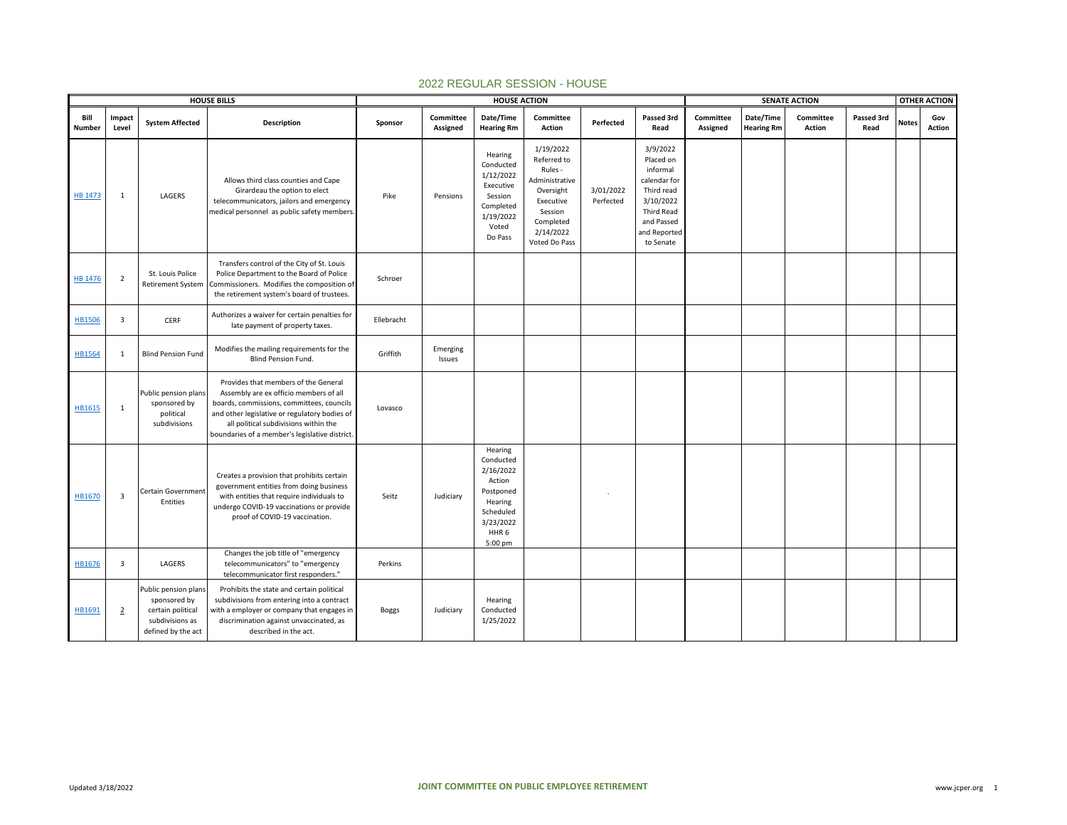# 2022 REGULAR SESSION - HOUSE

| HOUSE BILLS | | | | HOUSE ACTION | | | | | | SENATE ACTION | | | | OTHER ACTION | |
|---|---|---|---|---|---|---|---|---|---|---|---|---|---|---|---|
| Bill Number | Impact Level | System Affected | Description | Sponsor | Committee Assigned | Date/Time Hearing Rm | Committee Action | Perfected | Passed 3rd Read | Committee Assigned | Date/Time Hearing Rm | Committee Action | Passed 3rd Read | Notes | Gov Action |
| HB 1473 | 1 | LAGERS | Allows third class counties and Cape Girardeau the option to elect telecommunicators, jailors and emergency medical personnel as public safety members. | Pike | Pensions | Hearing Conducted 1/12/2022 Executive Session Completed 1/19/2022 Voted Do Pass | 1/19/2022 Referred to Rules - Administrative Oversight Executive Session Completed 2/14/2022 Voted Do Pass | 3/01/2022 Perfected | 3/9/2022 Placed on informal calendar for Third read 3/10/2022 Third Read and Passed and Reported to Senate | | | | | | |
| HB 1476 | 2 | St. Louis Police Retirement System | Transfers control of the City of St. Louis Police Department to the Board of Police Commissioners. Modifies the composition of the retirement system's board of trustees. | Schroer | | | | | | | | | | | |
| HB1506 | 3 | CERF | Authorizes a waiver for certain penalties for late payment of property taxes. | Ellebracht | | | | | | | | | | | |
| HB1564 | 1 | Blind Pension Fund | Modifies the mailing requirements for the Blind Pension Fund. | Griffith | Emerging Issues | | | | | | | | | | |
| HB1615 | 1 | Public pension plans sponsored by political subdivisions | Provides that members of the General Assembly are ex officio members of all boards, commissions, committees, councils and other legislative or regulatory bodies of all political subdivisions within the boundaries of a member's legislative district. | Lovasco | | | | | | | | | | | |
| HB1670 | 3 | Certain Government Entities | Creates a provision that prohibits certain government entities from doing business with entities that require individuals to undergo COVID-19 vaccinations or provide proof of COVID-19 vaccination. | Seitz | Judiciary | Hearing Conducted 2/16/2022 Action Postponed Hearing Scheduled 3/23/2022 HHR 6 5:00 pm | | ` | | | | | | | |
| HB1676 | 3 | LAGERS | Changes the job title of "emergency telecommunicators" to "emergency telecommunicator first responders." | Perkins | | | | | | | | | | | |
| HB1691 | 2 | Public pension plans sponsored by certain political subdivisions as defined by the act | Prohibits the state and certain political subdivisions from entering into a contract with a employer or company that engages in discrimination against unvaccinated, as described in the act. | Boggs | Judiciary | Hearing Conducted 1/25/2022 | | | | | | | | | |

Updated 3/18/2022 JOINT COMMITTEE ON PUBLIC EMPLOYEE RETIREMENT www.jcper.org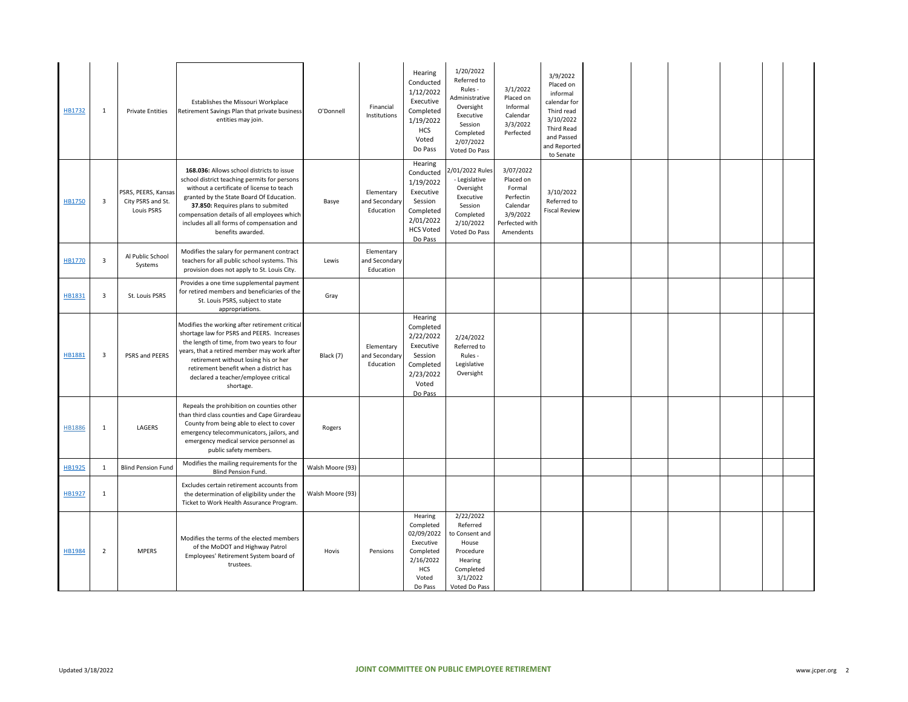| | | | | | | | | | | | | | | |
|---|---|---|---|---|---|---|---|---|---|---|---|---|---|---|
| HB1732 | 1 | Private Entities | Establishes the Missouri Workplace Retirement Savings Plan that private business entities may join. | O'Donnell | Financial Institutions | Hearing Conducted 1/12/2022 Executive Completed 1/19/2022 HCS Voted Do Pass | 1/20/2022 Referred to Rules - Administrative Oversight Executive Session Completed 2/07/2022 Voted Do Pass | 3/1/2022 Placed on Informal Calendar 3/3/2022 Perfected | 3/9/2022 Placed on informal calendar for Third read 3/10/2022 Third Read and Passed and Reported to Senate | | | | | |
| HB1750 | 3 | PSRS, PEERS, Kansas City PSRS and St. Louis PSRS | **168.036:** Allows school districts to issue school district teaching permits for persons without a certificate of license to teach granted by the State Board Of Education. **37.850:** Requires plans to submited compensation details of all employees which includes all all forms of compensation and benefits awarded. | Basye | Elementary and Secondary Education | Hearing Conducted 1/19/2022 Executive Session Completed 2/01/2022 HCS Voted Do Pass | 2/01/2022 Rules - Legislative Oversight Executive Session Completed 2/10/2022 Voted Do Pass | 3/07/2022 Placed on Formal Perfectin Calendar 3/9/2022 Perfected with Amendents | 3/10/2022 Referred to Fiscal Review | | | | | |
| HB1770 | 3 | Al Public School Systems | Modifies the salary for permanent contract teachers for all public school systems. This provision does not apply to St. Louis City. | Lewis | Elementary and Secondary Education | | | | | | | | | |
| HB1831 | 3 | St. Louis PSRS | Provides a one time supplemental payment for retired members and beneficiaries of the St. Louis PSRS, subject to state appropriations. | Gray | | | | | | | | | | |
| HB1881 | 3 | PSRS and PEERS | Modifies the working after retirement critical shortage law for PSRS and PEERS. Increases the length of time, from two years to four years, that a retired member may work after retirement without losing his or her retirement benefit when a district has declared a teacher/employee critical shortage. | Black (7) | Elementary and Secondary Education | Hearing Completed 2/22/2022 Executive Session Completed 2/23/2022 Voted Do Pass | 2/24/2022 Referred to Rules - Legislative Oversight | | | | | | | |
| HB1886 | 1 | LAGERS | Repeals the prohibition on counties other than third class counties and Cape Girardeau County from being able to elect to cover emergency telecommunicators, jailors, and emergency medical service personnel as public safety members. | Rogers | | | | | | | | | | |
| HB1925 | 1 | Blind Pension Fund | Modifies the mailing requirements for the Blind Pension Fund. | Walsh Moore (93) | | | | | | | | | | |
| HB1927 | 1 | | Excludes certain retirement accounts from the determination of eligibility under the Ticket to Work Health Assurance Program. | Walsh Moore (93) | | | | | | | | | | |
| HB1984 | 2 | MPERS | Modifies the terms of the elected members of the MoDOT and Highway Patrol Employees' Retirement System board of trustees. | Hovis | Pensions | Hearing Completed 02/09/2022 Executive Completed 2/16/2022 HCS Voted Do Pass | 2/22/2022 Referred to Consent and House Procedure Hearing Completed 3/1/2022 Voted Do Pass | | | | | | | |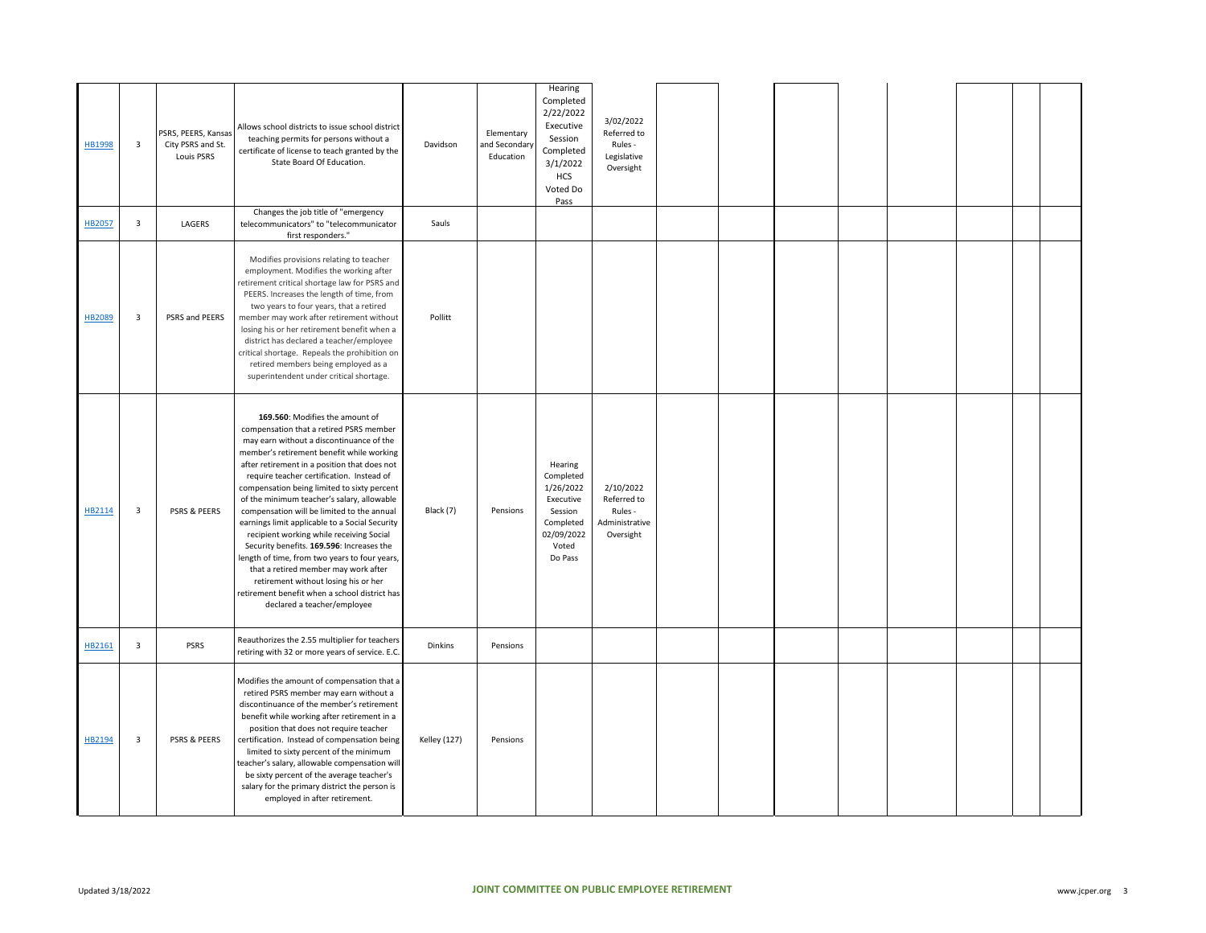| | | | | | | | | | | | | | | |
|---|---|---|---|---|---|---|---|---|---|---|---|---|---|---|
| HB1998 | 3 | PSRS, PEERS, Kansas City PSRS and St. Louis PSRS | Allows school districts to issue school district teaching permits for persons without a certificate of license to teach granted by the State Board Of Education. | Davidson | Elementary and Secondary Education | Hearing Completed 2/22/2022 Executive Session Completed 3/1/2022 HCS Voted Do Pass | 3/02/2022 Referred to Rules - Legislative Oversight | | | | | | | |
| HB2057 | 3 | LAGERS | Changes the job title of "emergency telecommunicators" to "telecommunicator first responders." | Sauls | | | | | | | | | | |
| HB2089 | 3 | PSRS and PEERS | Modifies provisions relating to teacher employment. Modifies the working after retirement critical shortage law for PSRS and PEERS. Increases the length of time, from two years to four years, that a retired member may work after retirement without losing his or her retirement benefit when a district has declared a teacher/employee critical shortage. Repeals the prohibition on retired members being employed as a superintendent under critical shortage. | Pollitt | | | | | | | | | | |
| HB2114 | 3 | PSRS & PEERS | **169.560**: Modifies the amount of compensation that a retired PSRS member may earn without a discontinuance of the member's retirement benefit while working after retirement in a position that does not require teacher certification. Instead of compensation being limited to sixty percent of the minimum teacher's salary, allowable compensation will be limited to the annual earnings limit applicable to a Social Security recipient working while receiving Social Security benefits. **169.596**: Increases the length of time, from two years to four years, that a retired member may work after retirement without losing his or her retirement benefit when a school district has declared a teacher/employee | Black (7) | Pensions | Hearing Completed 1/26/2022 Executive Session Completed 02/09/2022 Voted Do Pass | 2/10/2022 Referred to Rules - Administrative Oversight | | | | | | | |
| HB2161 | 3 | PSRS | Reauthorizes the 2.55 multiplier for teachers retiring with 32 or more years of service. E.C. | Dinkins | Pensions | | | | | | | | | |
| HB2194 | 3 | PSRS & PEERS | Modifies the amount of compensation that a retired PSRS member may earn without a discontinuance of the member's retirement benefit while working after retirement in a position that does not require teacher certification. Instead of compensation being limited to sixty percent of the minimum teacher's salary, allowable compensation will be sixty percent of the average teacher's salary for the primary district the person is employed in after retirement. | Kelley (127) | Pensions | | | | | | | | | |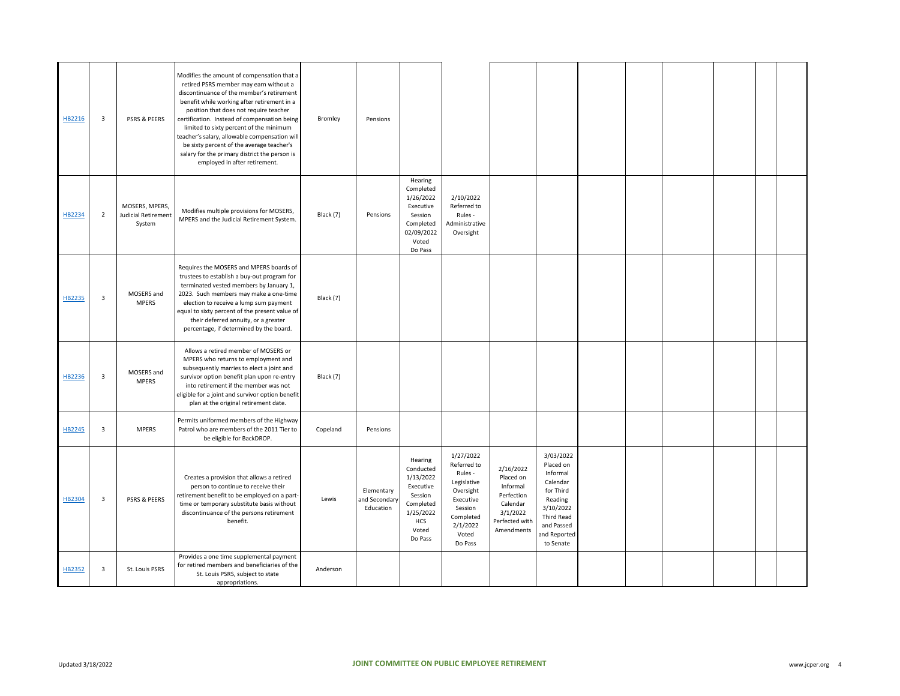| | | | | | | | | | | | | | | | |
|---|---|---|---|---|---|---|---|---|---|---|---|---|---|---|---|
| HB2216 | 3 | PSRS & PEERS | Modifies the amount of compensation that a retired PSRS member may earn without a discontinuance of the member's retirement benefit while working after retirement in a position that does not require teacher certification. Instead of compensation being limited to sixty percent of the minimum teacher's salary, allowable compensation will be sixty percent of the average teacher's salary for the primary district the person is employed in after retirement. | Bromley | Pensions | | | | | | | | | | |
| HB2234 | 2 | MOSERS, MPERS, Judicial Retirement System | Modifies multiple provisions for MOSERS, MPERS and the Judicial Retirement System. | Black (7) | Pensions | Hearing Completed 1/26/2022 Executive Session Completed 02/09/2022 Voted Do Pass | 2/10/2022 Referred to Rules - Administrative Oversight | | | | | | | | |
| HB2235 | 3 | MOSERS and MPERS | Requires the MOSERS and MPERS boards of trustees to establish a buy-out program for terminated vested members by January 1, 2023. Such members may make a one-time election to receive a lump sum payment equal to sixty percent of the present value of their deferred annuity, or a greater percentage, if determined by the board. | Black (7) | | | | | | | | | | | |
| HB2236 | 3 | MOSERS and MPERS | Allows a retired member of MOSERS or MPERS who returns to employment and subsequently marries to elect a joint and survivor option benefit plan upon re-entry into retirement if the member was not eligible for a joint and survivor option benefit plan at the original retirement date. | Black (7) | | | | | | | | | | | |
| HB2245 | 3 | MPERS | Permits uniformed members of the Highway Patrol who are members of the 2011 Tier to be eligible for BackDROP. | Copeland | Pensions | | | | | | | | | | |
| HB2304 | 3 | PSRS & PEERS | Creates a provision that allows a retired person to continue to receive their retirement benefit to be employed on a part-time or temporary substitute basis without discontinuance of the persons retirement benefit. | Lewis | Elementary and Secondary Education | Hearing Conducted 1/13/2022 Executive Session Completed 1/25/2022 HCS Voted Do Pass | 1/27/2022 Referred to Rules - Legislative Oversight Executive Session Completed 2/1/2022 Voted Do Pass | 2/16/2022 Placed on Informal Perfection Calendar 3/1/2022 Perfected with Amendments | 3/03/2022 Placed on Informal Calendar for Third Reading 3/10/2022 Third Read and Passed and Reported to Senate | | | | | | |
| HB2352 | 3 | St. Louis PSRS | Provides a one time supplemental payment for retired members and beneficiaries of the St. Louis PSRS, subject to state appropriations. | Anderson | | | | | | | | | | | |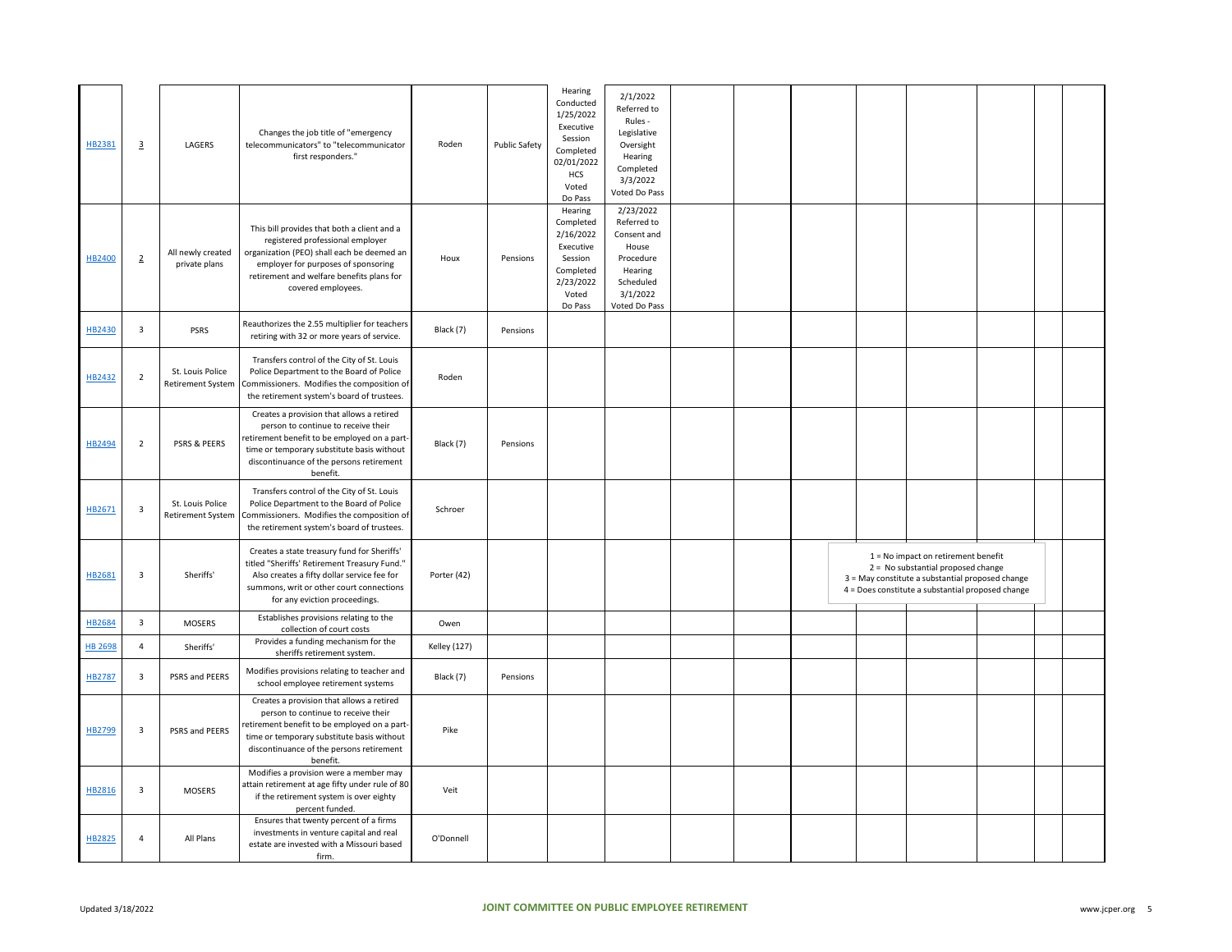| | | | | | | | | | | | | | | | |
|---|---|---|---|---|---|---|---|---|---|---|---|---|---|---|---|
| HB2381 | 3 | LAGERS | Changes the job title of "emergency telecommunicators" to "telecommunicator first responders." | Roden | Public Safety | Hearing Conducted 1/25/2022 Executive Session Completed 02/01/2022 HCS Voted Do Pass | 2/1/2022 Referred to Rules - Legislative Oversight Hearing Completed 3/3/2022 Voted Do Pass | | | | | | | | |
| HB2400 | 2 | All newly created private plans | This bill provides that both a client and a registered professional employer organization (PEO) shall each be deemed an employer for purposes of sponsoring retirement and welfare benefits plans for covered employees. | Houx | Pensions | Hearing Completed 2/16/2022 Executive Session Completed 2/23/2022 Voted Do Pass | 2/23/2022 Referred to Consent and House Procedure Hearing Scheduled 3/1/2022 Voted Do Pass | | | | | | | | |
| HB2430 | 3 | PSRS | Reauthorizes the 2.55 multiplier for teachers retiring with 32 or more years of service. | Black (7) | Pensions | | | | | | | | | | |
| HB2432 | 2 | St. Louis Police Retirement System | Transfers control of the City of St. Louis Police Department to the Board of Police Commissioners. Modifies the composition of the retirement system's board of trustees. | Roden | | | | | | | | | | | |
| HB2494 | 2 | PSRS & PEERS | Creates a provision that allows a retired person to continue to receive their retirement benefit to be employed on a part-time or temporary substitute basis without discontinuance of the persons retirement benefit. | Black (7) | Pensions | | | | | | | | | | |
| HB2671 | 3 | St. Louis Police Retirement System | Transfers control of the City of St. Louis Police Department to the Board of Police Commissioners. Modifies the composition of the retirement system's board of trustees. | Schroer | | | | | | | | | | | |
| HB2681 | 3 | Sheriffs' | Creates a state treasury fund for Sheriffs' titled "Sheriffs' Retirement Treasury Fund." Also creates a fifty dollar service fee for summons, writ or other court connections for any eviction proceedings. | Porter (42) | | | | | | | | | | | |
| HB2684 | 3 | MOSERS | Establishes provisions relating to the collection of court costs | Owen | | | | | | | | | | | |
| HB 2698 | 4 | Sheriffs' | Provides a funding mechanism for the sheriffs retirement system. | Kelley (127) | | | | | | | | | | | |
| HB2787 | 3 | PSRS and PEERS | Modifies provisions relating to teacher and school employee retirement systems | Black (7) | Pensions | | | | | | | | | | |
| HB2799 | 3 | PSRS and PEERS | Creates a provision that allows a retired person to continue to receive their retirement benefit to be employed on a part-time or temporary substitute basis without discontinuance of the persons retirement benefit. | Pike | | | | | | | | | | | |
| HB2816 | 3 | MOSERS | Modifies a provision were a member may attain retirement at age fifty under rule of 80 if the retirement system is over eighty percent funded. | Veit | | | | | | | | | | | |
| HB2825 | 4 | All Plans | Ensures that twenty percent of a firms investments in venture capital and real estate are invested with a Missouri based firm. | O'Donnell | | | | | | | | | | | |

1 = No impact on retirement benefit
2 = No substantial proposed change
3 = May constitute a substantial proposed change
4 = Does constitute a substantial proposed change

Updated 3/18/2022 JOINT COMMITTEE ON PUBLIC EMPLOYEE RETIREMENT www.jcper.org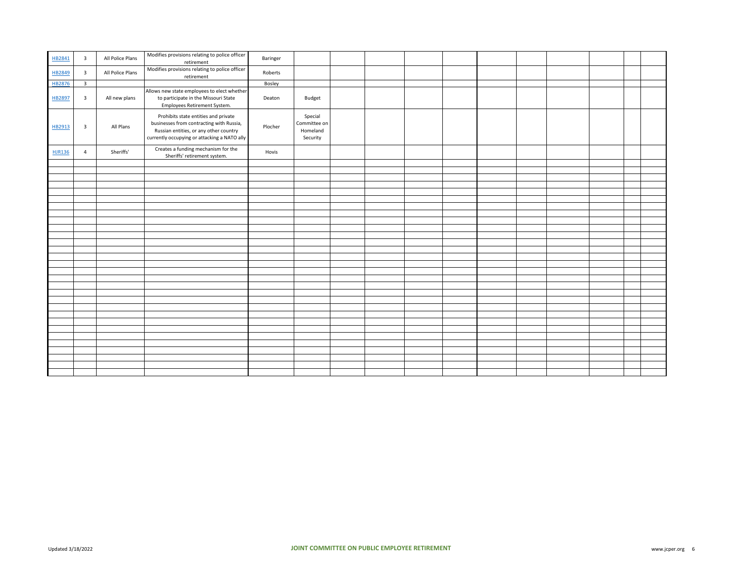| | | | | | | | | | | | | | | | |
|---|---|---|---|---|---|---|---|---|---|---|---|---|---|---|---|
| HB2841 | 3 | All Police Plans | Modifies provisions relating to police officer retirement | Baringer | | | | | | | | | | | |
| HB2849 | 3 | All Police Plans | Modifies provisions relating to police officer retirement | Roberts | | | | | | | | | | | |
| HB2876 | 3 | | | Bosley | | | | | | | | | | | |
| HB2897 | 3 | All new plans | Allows new state employees to elect whether to participate in the Missouri State Employees Retirement System. | Deaton | Budget | | | | | | | | | | |
| HB2913 | 3 | All Plans | Prohibits state entities and private businesses from contracting with Russia, Russian entities, or any other country currently occupying or attacking a NATO ally | Plocher | Special Committee on Homeland Security | | | | | | | | | | |
| HJR136 | 4 | Sheriffs' | Creates a funding mechanism for the Sheriffs' retirement system. | Hovis | | | | | | | | | | | |